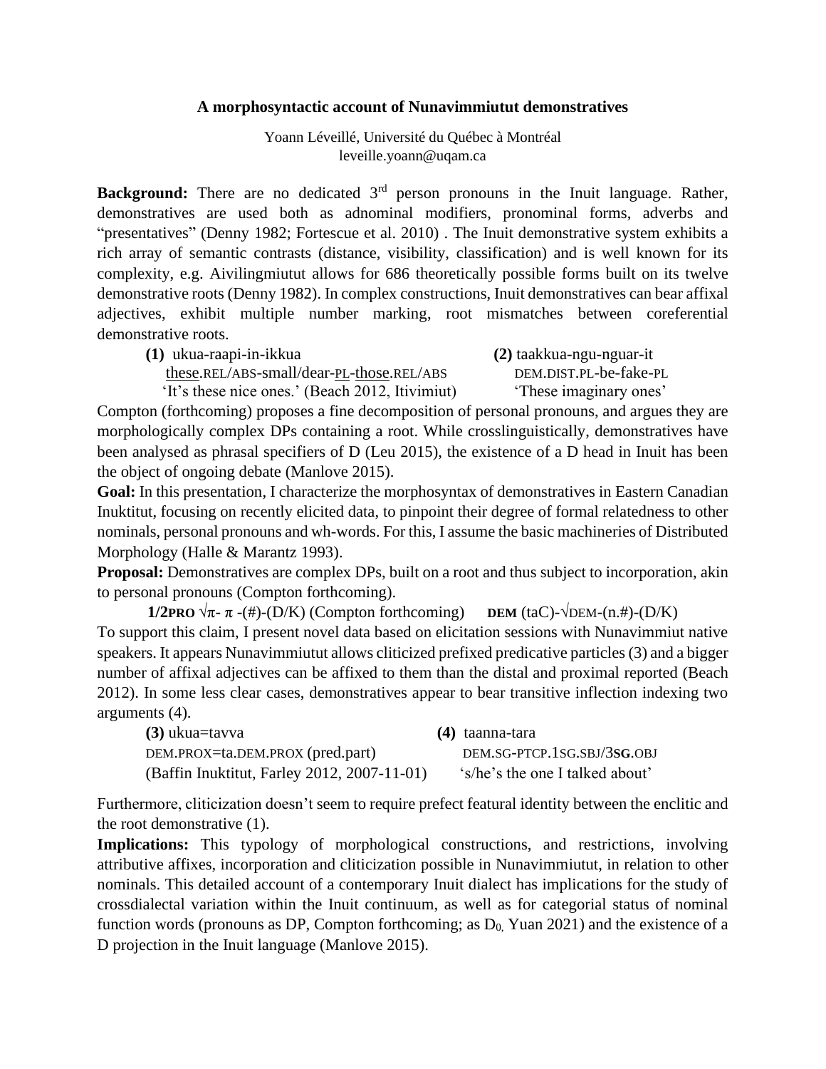# A morphosyntactic account of Nunavimmiutut demonstratives

Yoann Léveillé, Université du Québec à Montréal
leveille.yoann@uqam.ca

**Background:** There are no dedicated 3rd person pronouns in the Inuit language. Rather, demonstratives are used both as adnominal modifiers, pronominal forms, adverbs and "presentatives" (Denny 1982; Fortescue et al. 2010) . The Inuit demonstrative system exhibits a rich array of semantic contrasts (distance, visibility, classification) and is well known for its complexity, e.g. Aivilingmiutut allows for 686 theoretically possible forms built on its twelve demonstrative roots (Denny 1982). In complex constructions, Inuit demonstratives can bear affixal adjectives, exhibit multiple number marking, root mismatches between coreferential demonstrative roots.

**(1)** ukua-raapi-in-ikkua
<u>these</u>.REL/ABS-small/dear-<u>PL</u>-<u>those</u>.REL/ABS
'It's these nice ones.' (Beach 2012, Itivimiut)

**(2)** taakkua-ngu-nguar-it
DEM.DIST.PL-be-fake-PL
'These imaginary ones'

Compton (forthcoming) proposes a fine decomposition of personal pronouns, and argues they are morphologically complex DPs containing a root. While crosslinguistically, demonstratives have been analysed as phrasal specifiers of D (Leu 2015), the existence of a D head in Inuit has been the object of ongoing debate (Manlove 2015).

**Goal:** In this presentation, I characterize the morphosyntax of demonstratives in Eastern Canadian Inuktitut, focusing on recently elicited data, to pinpoint their degree of formal relatedness to other nominals, personal pronouns and wh-words. For this, I assume the basic machineries of Distributed Morphology (Halle & Marantz 1993).

**Proposal:** Demonstratives are complex DPs, built on a root and thus subject to incorporation, akin to personal pronouns (Compton forthcoming).

**1/2PRO** $\sqrt{\pi}$- $\pi$ -(#)-(D/K) (Compton forthcoming) **DEM** (taC)-$\sqrt{\text{DEM}}$-(n.#)-(D/K)

To support this claim, I present novel data based on elicitation sessions with Nunavimmiut native speakers. It appears Nunavimmiutut allows cliticized prefixed predicative particles (3) and a bigger number of affixal adjectives can be affixed to them than the distal and proximal reported (Beach 2012). In some less clear cases, demonstratives appear to bear transitive inflection indexing two arguments (4).

**(3)** ukua=tavva
DEM.PROX=ta.DEM.PROX (pred.part)
(Baffin Inuktitut, Farley 2012, 2007-11-01)

**(4)** taanna-tara
DEM.SG-PTCP.1SG.SBJ/3**SG.**OBJ
's/he's the one I talked about'

Furthermore, cliticization doesn't seem to require prefect featural identity between the enclitic and the root demonstrative (1).

**Implications:** This typology of morphological constructions, and restrictions, involving attributive affixes, incorporation and cliticization possible in Nunavimmiutut, in relation to other nominals. This detailed account of a contemporary Inuit dialect has implications for the study of crossdialectal variation within the Inuit continuum, as well as for categorial status of nominal function words (pronouns as DP, Compton forthcoming; as $D_0$, Yuan 2021) and the existence of a D projection in the Inuit language (Manlove 2015).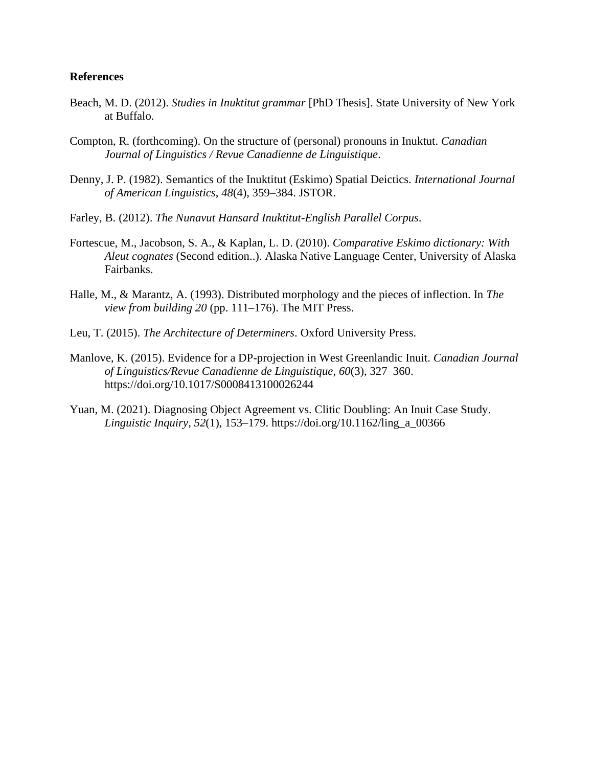**References**

Beach, M. D. (2012). *Studies in Inuktitut grammar* [PhD Thesis]. State University of New York at Buffalo.

Compton, R. (forthcoming). On the structure of (personal) pronouns in Inuktut. *Canadian Journal of Linguistics / Revue Canadienne de Linguistique*.

Denny, J. P. (1982). Semantics of the Inuktitut (Eskimo) Spatial Deictics. *International Journal of American Linguistics*, *48*(4), 359–384. JSTOR.

Farley, B. (2012). *The Nunavut Hansard Inuktitut-English Parallel Corpus*.

Fortescue, M., Jacobson, S. A., & Kaplan, L. D. (2010). *Comparative Eskimo dictionary: With Aleut cognates* (Second edition..). Alaska Native Language Center, University of Alaska Fairbanks.

Halle, M., & Marantz, A. (1993). Distributed morphology and the pieces of inflection. In *The view from building 20* (pp. 111–176). The MIT Press.

Leu, T. (2015). *The Architecture of Determiners*. Oxford University Press.

Manlove, K. (2015). Evidence for a DP-projection in West Greenlandic Inuit. *Canadian Journal of Linguistics/Revue Canadienne de Linguistique*, *60*(3), 327–360. https://doi.org/10.1017/S0008413100026244

Yuan, M. (2021). Diagnosing Object Agreement vs. Clitic Doubling: An Inuit Case Study. *Linguistic Inquiry*, *52*(1), 153–179. https://doi.org/10.1162/ling_a_00366